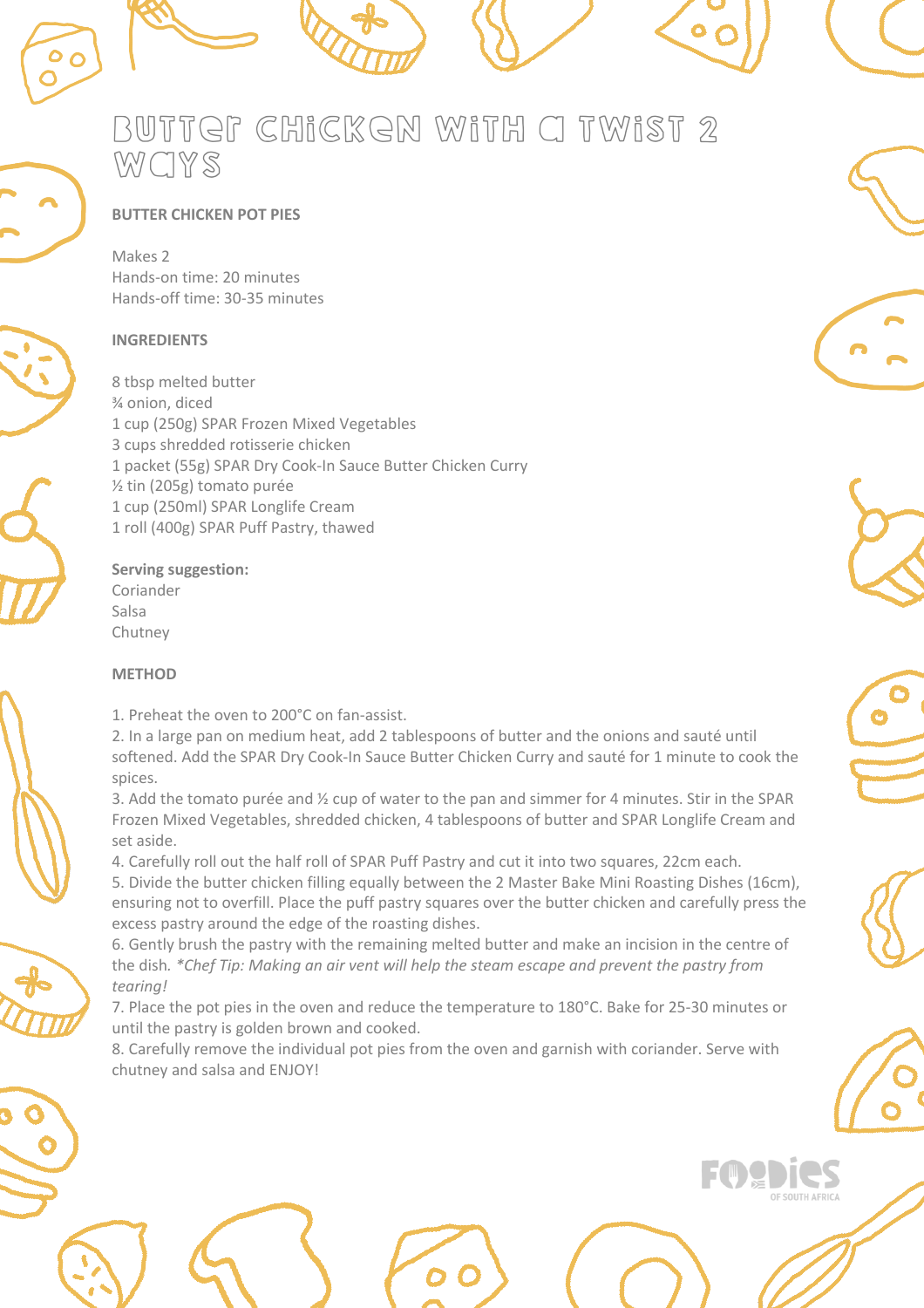# Butter Chicken with a Twist 2 Ways

## BUTTER CHICKEN POT PIES

Makes 2
Hands-on time: 20 minutes
Hands-off time: 30-35 minutes

### INGREDIENTS

8 tbsp melted butter
¾ onion, diced
1 cup (250g) SPAR Frozen Mixed Vegetables
3 cups shredded rotisserie chicken
1 packet (55g) SPAR Dry Cook-In Sauce Butter Chicken Curry
½ tin (205g) tomato purée
1 cup (250ml) SPAR Longlife Cream
1 roll (400g) SPAR Puff Pastry, thawed

**Serving suggestion:**
Coriander
Salsa
Chutney

### METHOD

1. Preheat the oven to 200°C on fan-assist.
2. In a large pan on medium heat, add 2 tablespoons of butter and the onions and sauté until softened. Add the SPAR Dry Cook-In Sauce Butter Chicken Curry and sauté for 1 minute to cook the spices.
3. Add the tomato purée and ½ cup of water to the pan and simmer for 4 minutes. Stir in the SPAR Frozen Mixed Vegetables, shredded chicken, 4 tablespoons of butter and SPAR Longlife Cream and set aside.
4. Carefully roll out the half roll of SPAR Puff Pastry and cut it into two squares, 22cm each.
5. Divide the butter chicken filling equally between the 2 Master Bake Mini Roasting Dishes (16cm), ensuring not to overfill. Place the puff pastry squares over the butter chicken and carefully press the excess pastry around the edge of the roasting dishes.
6. Gently brush the pastry with the remaining melted butter and make an incision in the centre of the dish. *\*Chef Tip: Making an air vent will help the steam escape and prevent the pastry from tearing!*
7. Place the pot pies in the oven and reduce the temperature to 180°C. Bake for 25-30 minutes or until the pastry is golden brown and cooked.
8. Carefully remove the individual pot pies from the oven and garnish with coriander. Serve with chutney and salsa and ENJOY!

FOODIES OF SOUTH AFRICA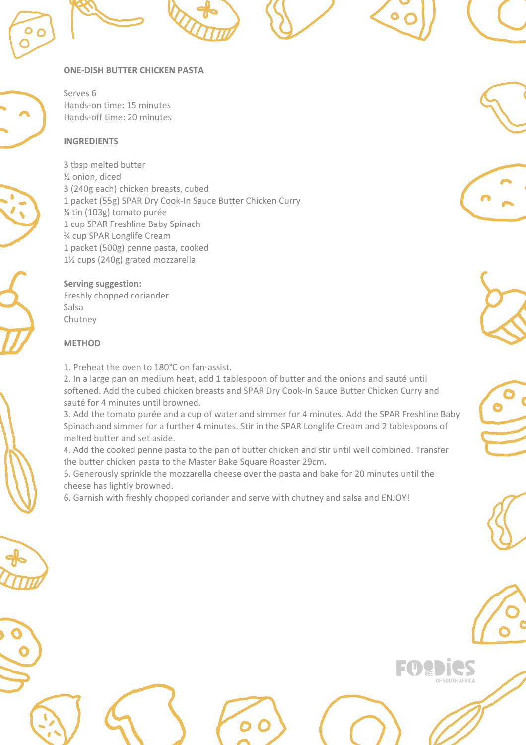## ONE-DISH BUTTER CHICKEN PASTA

Serves 6
Hands-on time: 15 minutes
Hands-off time: 20 minutes

### INGREDIENTS

3 tbsp melted butter
½ onion, diced
3 (240g each) chicken breasts, cubed
1 packet (55g) SPAR Dry Cook-In Sauce Butter Chicken Curry
¼ tin (103g) tomato purée
1 cup SPAR Freshline Baby Spinach
¾ cup SPAR Longlife Cream
1 packet (500g) penne pasta, cooked
1½ cups (240g) grated mozzarella

**Serving suggestion:**
Freshly chopped coriander
Salsa
Chutney

### METHOD

1. Preheat the oven to 180°C on fan-assist.
2. In a large pan on medium heat, add 1 tablespoon of butter and the onions and sauté until softened. Add the cubed chicken breasts and SPAR Dry Cook-In Sauce Butter Chicken Curry and sauté for 4 minutes until browned.
3. Add the tomato purée and a cup of water and simmer for 4 minutes. Add the SPAR Freshline Baby Spinach and simmer for a further 4 minutes. Stir in the SPAR Longlife Cream and 2 tablespoons of melted butter and set aside.
4. Add the cooked penne pasta to the pan of butter chicken and stir until well combined. Transfer the butter chicken pasta to the Master Bake Square Roaster 29cm.
5. Generously sprinkle the mozzarella cheese over the pasta and bake for 20 minutes until the cheese has lightly browned.
6. Garnish with freshly chopped coriander and serve with chutney and salsa and ENJOY!

FOODIES OF SOUTH AFRICA